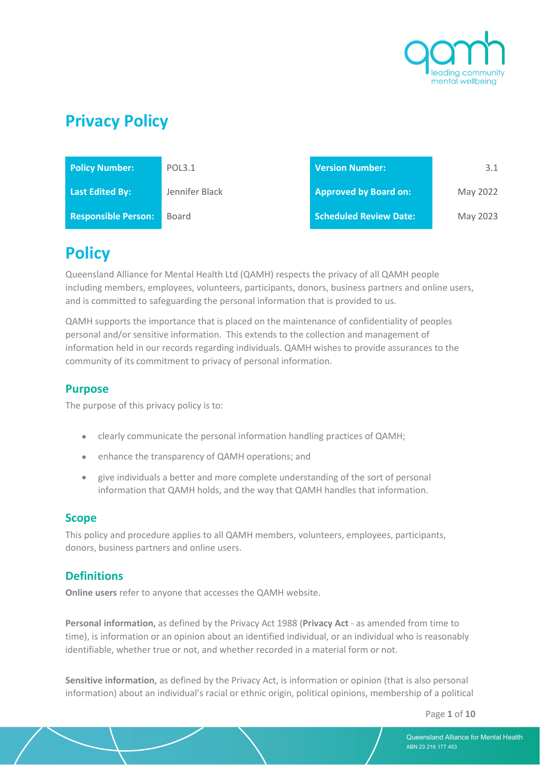# Privacy Policy

| Policy Number: | POL3.1 | Version Number: | 3.1 |
|---|---|---|---|
| Last Edited By: | Jennifer Black | Approved by Board on: | May 2022 |
| Responsible Person: | Board | Scheduled Review Date: | May 2023 |

# Policy

Queensland Alliance for Mental Health Ltd (QAMH) respects the privacy of all QAMH people including members, employees, volunteers, participants, donors, business partners and online users, and is committed to safeguarding the personal information that is provided to us.

QAMH supports the importance that is placed on the maintenance of confidentiality of peoples personal and/or sensitive information. This extends to the collection and management of information held in our records regarding individuals. QAMH wishes to provide assurances to the community of its commitment to privacy of personal information.

## Purpose

The purpose of this privacy policy is to:

- clearly communicate the personal information handling practices of QAMH;
- enhance the transparency of QAMH operations; and
- give individuals a better and more complete understanding of the sort of personal information that QAMH holds, and the way that QAMH handles that information.

## Scope

This policy and procedure applies to all QAMH members, volunteers, employees, participants, donors, business partners and online users.

## Definitions

**Online users** refer to anyone that accesses the QAMH website.

**Personal information,** as defined by the Privacy Act 1988 (**Privacy Act** - as amended from time to time), is information or an opinion about an identified individual, or an individual who is reasonably identifiable, whether true or not, and whether recorded in a material form or not.

**Sensitive information,** as defined by the Privacy Act, is information or opinion (that is also personal information) about an individual's racial or ethnic origin, political opinions, membership of a political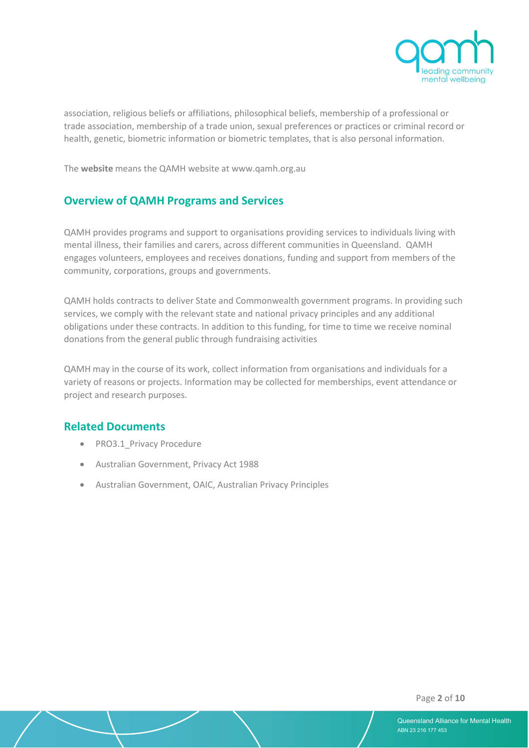association, religious beliefs or affiliations, philosophical beliefs, membership of a professional or trade association, membership of a trade union, sexual preferences or practices or criminal record or health, genetic, biometric information or biometric templates, that is also personal information.

The **website** means the QAMH website at www.qamh.org.au

## Overview of QAMH Programs and Services

QAMH provides programs and support to organisations providing services to individuals living with mental illness, their families and carers, across different communities in Queensland. QAMH engages volunteers, employees and receives donations, funding and support from members of the community, corporations, groups and governments.

QAMH holds contracts to deliver State and Commonwealth government programs. In providing such services, we comply with the relevant state and national privacy principles and any additional obligations under these contracts. In addition to this funding, for time to time we receive nominal donations from the general public through fundraising activities

QAMH may in the course of its work, collect information from organisations and individuals for a variety of reasons or projects. Information may be collected for memberships, event attendance or project and research purposes.

## Related Documents

- PRO3.1_Privacy Procedure
- Australian Government, Privacy Act 1988
- Australian Government, OAIC, Australian Privacy Principles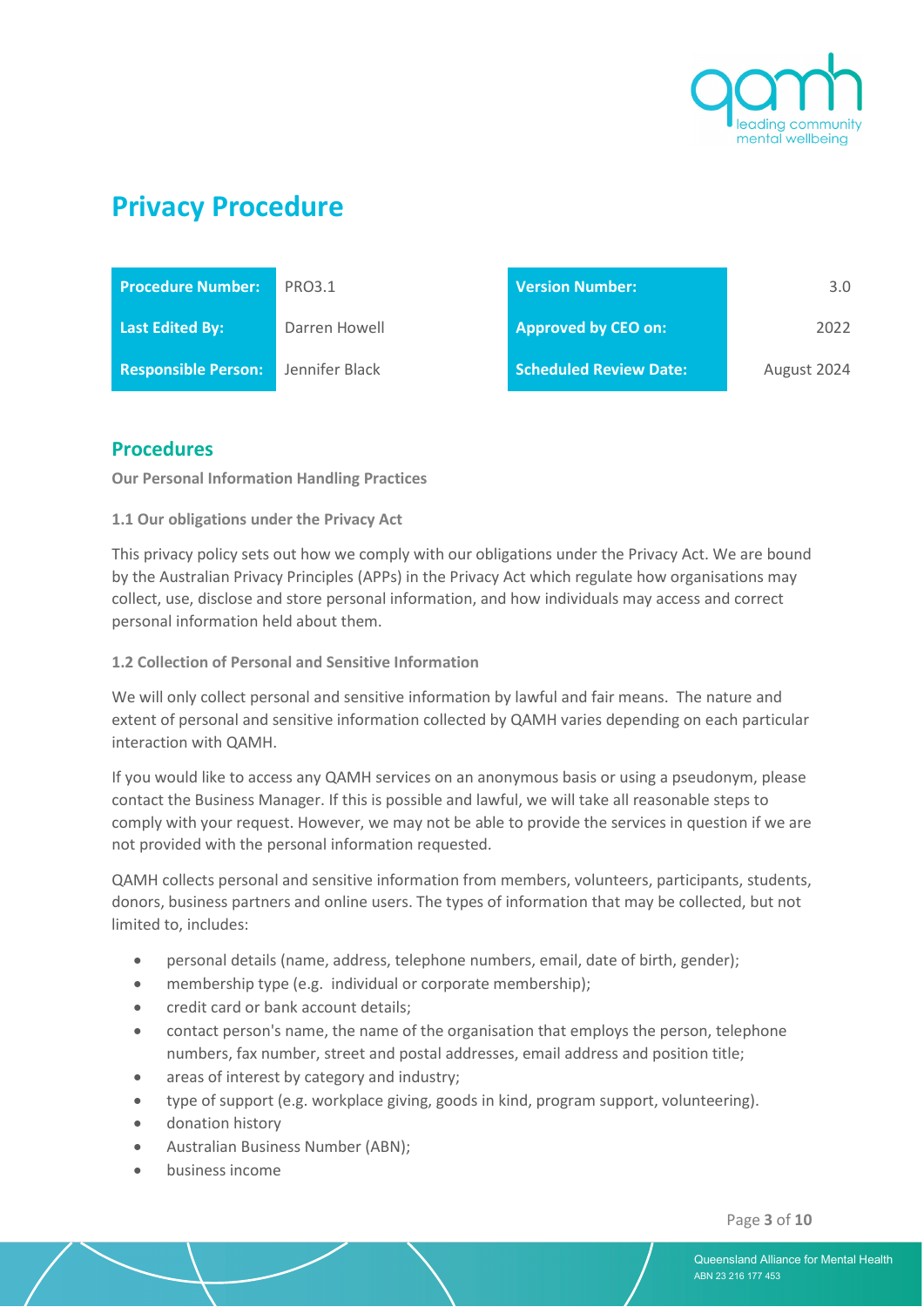# Privacy Procedure

| Procedure Number: | PRO3.1 | Version Number: | 3.0 |
|---|---|---|---|
| Last Edited By: | Darren Howell | Approved by CEO on: | 2022 |
| Responsible Person: | Jennifer Black | Scheduled Review Date: | August 2024 |

## Procedures

**Our Personal Information Handling Practices**

**1.1 Our obligations under the Privacy Act**

This privacy policy sets out how we comply with our obligations under the Privacy Act. We are bound by the Australian Privacy Principles (APPs) in the Privacy Act which regulate how organisations may collect, use, disclose and store personal information, and how individuals may access and correct personal information held about them.

**1.2 Collection of Personal and Sensitive Information**

We will only collect personal and sensitive information by lawful and fair means. The nature and extent of personal and sensitive information collected by QAMH varies depending on each particular interaction with QAMH.

If you would like to access any QAMH services on an anonymous basis or using a pseudonym, please contact the Business Manager. If this is possible and lawful, we will take all reasonable steps to comply with your request. However, we may not be able to provide the services in question if we are not provided with the personal information requested.

QAMH collects personal and sensitive information from members, volunteers, participants, students, donors, business partners and online users. The types of information that may be collected, but not limited to, includes:

- personal details (name, address, telephone numbers, email, date of birth, gender);
- membership type (e.g. individual or corporate membership);
- credit card or bank account details;
- contact person's name, the name of the organisation that employs the person, telephone numbers, fax number, street and postal addresses, email address and position title;
- areas of interest by category and industry;
- type of support (e.g. workplace giving, goods in kind, program support, volunteering).
- donation history
- Australian Business Number (ABN);
- business income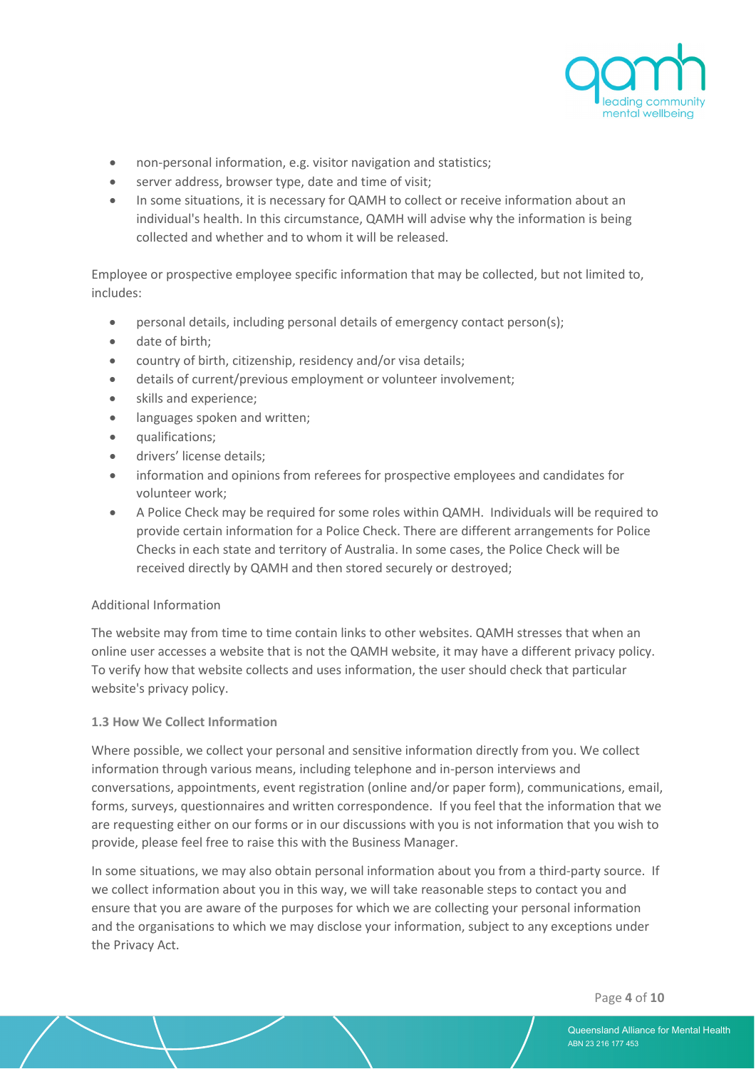- non-personal information, e.g. visitor navigation and statistics;
- server address, browser type, date and time of visit;
- In some situations, it is necessary for QAMH to collect or receive information about an individual's health. In this circumstance, QAMH will advise why the information is being collected and whether and to whom it will be released.

Employee or prospective employee specific information that may be collected, but not limited to, includes:

- personal details, including personal details of emergency contact person(s);
- date of birth;
- country of birth, citizenship, residency and/or visa details;
- details of current/previous employment or volunteer involvement;
- skills and experience;
- languages spoken and written;
- qualifications;
- drivers' license details;
- information and opinions from referees for prospective employees and candidates for volunteer work;
- A Police Check may be required for some roles within QAMH. Individuals will be required to provide certain information for a Police Check. There are different arrangements for Police Checks in each state and territory of Australia. In some cases, the Police Check will be received directly by QAMH and then stored securely or destroyed;

Additional Information

The website may from time to time contain links to other websites. QAMH stresses that when an online user accesses a website that is not the QAMH website, it may have a different privacy policy. To verify how that website collects and uses information, the user should check that particular website's privacy policy.

### 1.3 How We Collect Information

Where possible, we collect your personal and sensitive information directly from you. We collect information through various means, including telephone and in-person interviews and conversations, appointments, event registration (online and/or paper form), communications, email, forms, surveys, questionnaires and written correspondence. If you feel that the information that we are requesting either on our forms or in our discussions with you is not information that you wish to provide, please feel free to raise this with the Business Manager.

In some situations, we may also obtain personal information about you from a third-party source. If we collect information about you in this way, we will take reasonable steps to contact you and ensure that you are aware of the purposes for which we are collecting your personal information and the organisations to which we may disclose your information, subject to any exceptions under the Privacy Act.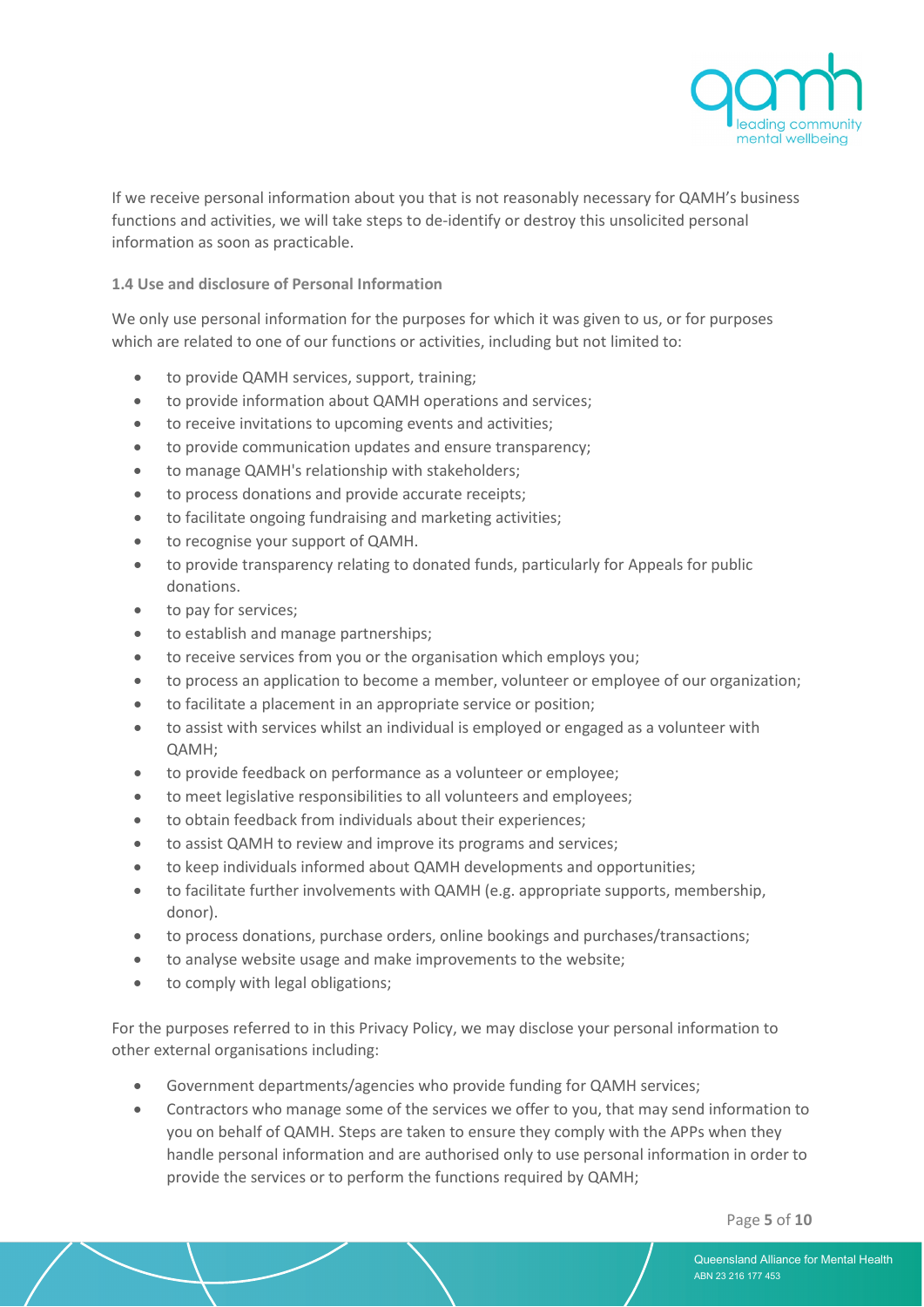If we receive personal information about you that is not reasonably necessary for QAMH's business functions and activities, we will take steps to de-identify or destroy this unsolicited personal information as soon as practicable.

### 1.4 Use and disclosure of Personal Information

We only use personal information for the purposes for which it was given to us, or for purposes which are related to one of our functions or activities, including but not limited to:

- to provide QAMH services, support, training;
- to provide information about QAMH operations and services;
- to receive invitations to upcoming events and activities;
- to provide communication updates and ensure transparency;
- to manage QAMH's relationship with stakeholders;
- to process donations and provide accurate receipts;
- to facilitate ongoing fundraising and marketing activities;
- to recognise your support of QAMH.
- to provide transparency relating to donated funds, particularly for Appeals for public donations.
- to pay for services;
- to establish and manage partnerships;
- to receive services from you or the organisation which employs you;
- to process an application to become a member, volunteer or employee of our organization;
- to facilitate a placement in an appropriate service or position;
- to assist with services whilst an individual is employed or engaged as a volunteer with QAMH;
- to provide feedback on performance as a volunteer or employee;
- to meet legislative responsibilities to all volunteers and employees;
- to obtain feedback from individuals about their experiences;
- to assist QAMH to review and improve its programs and services;
- to keep individuals informed about QAMH developments and opportunities;
- to facilitate further involvements with QAMH (e.g. appropriate supports, membership, donor).
- to process donations, purchase orders, online bookings and purchases/transactions;
- to analyse website usage and make improvements to the website;
- to comply with legal obligations;

For the purposes referred to in this Privacy Policy, we may disclose your personal information to other external organisations including:

- Government departments/agencies who provide funding for QAMH services;
- Contractors who manage some of the services we offer to you, that may send information to you on behalf of QAMH. Steps are taken to ensure they comply with the APPs when they handle personal information and are authorised only to use personal information in order to provide the services or to perform the functions required by QAMH;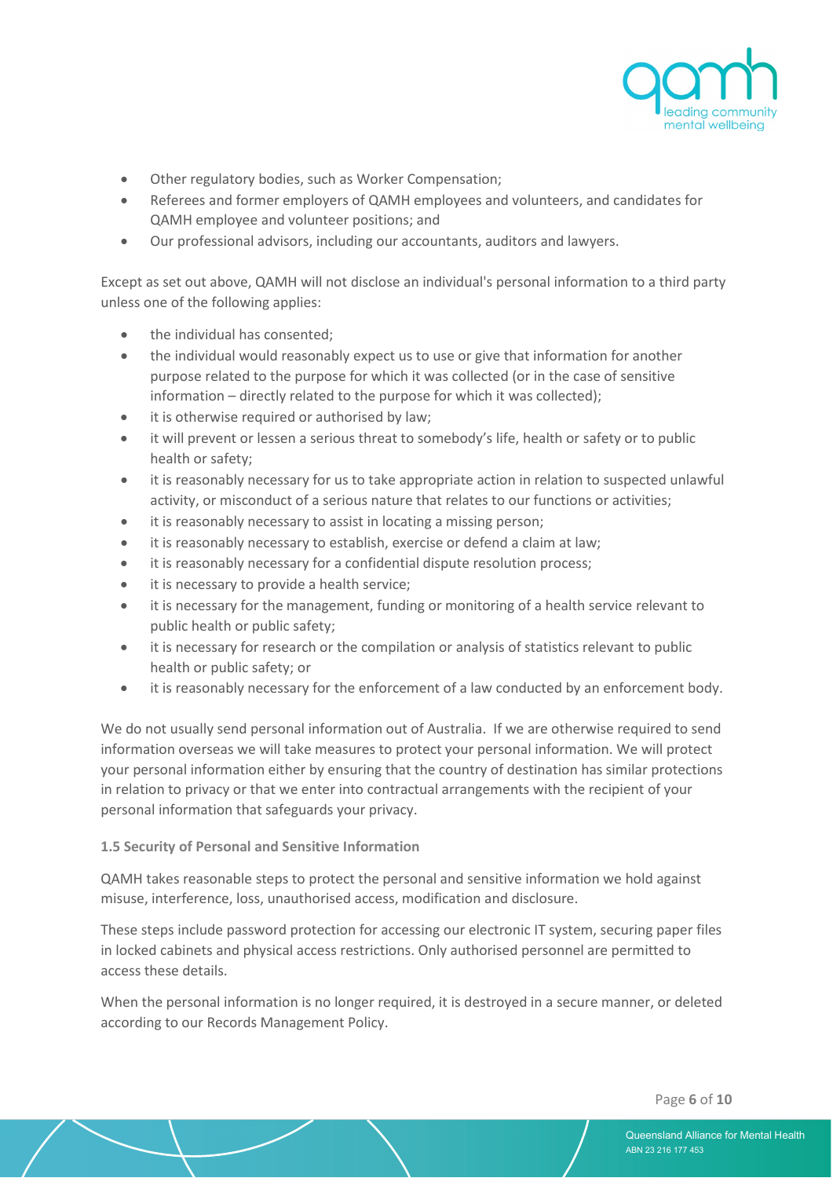- Other regulatory bodies, such as Worker Compensation;
- Referees and former employers of QAMH employees and volunteers, and candidates for QAMH employee and volunteer positions; and
- Our professional advisors, including our accountants, auditors and lawyers.

Except as set out above, QAMH will not disclose an individual's personal information to a third party unless one of the following applies:

- the individual has consented;
- the individual would reasonably expect us to use or give that information for another purpose related to the purpose for which it was collected (or in the case of sensitive information – directly related to the purpose for which it was collected);
- it is otherwise required or authorised by law;
- it will prevent or lessen a serious threat to somebody's life, health or safety or to public health or safety;
- it is reasonably necessary for us to take appropriate action in relation to suspected unlawful activity, or misconduct of a serious nature that relates to our functions or activities;
- it is reasonably necessary to assist in locating a missing person;
- it is reasonably necessary to establish, exercise or defend a claim at law;
- it is reasonably necessary for a confidential dispute resolution process;
- it is necessary to provide a health service;
- it is necessary for the management, funding or monitoring of a health service relevant to public health or public safety;
- it is necessary for research or the compilation or analysis of statistics relevant to public health or public safety; or
- it is reasonably necessary for the enforcement of a law conducted by an enforcement body.

We do not usually send personal information out of Australia. If we are otherwise required to send information overseas we will take measures to protect your personal information. We will protect your personal information either by ensuring that the country of destination has similar protections in relation to privacy or that we enter into contractual arrangements with the recipient of your personal information that safeguards your privacy.

### 1.5 Security of Personal and Sensitive Information

QAMH takes reasonable steps to protect the personal and sensitive information we hold against misuse, interference, loss, unauthorised access, modification and disclosure.

These steps include password protection for accessing our electronic IT system, securing paper files in locked cabinets and physical access restrictions. Only authorised personnel are permitted to access these details.

When the personal information is no longer required, it is destroyed in a secure manner, or deleted according to our Records Management Policy.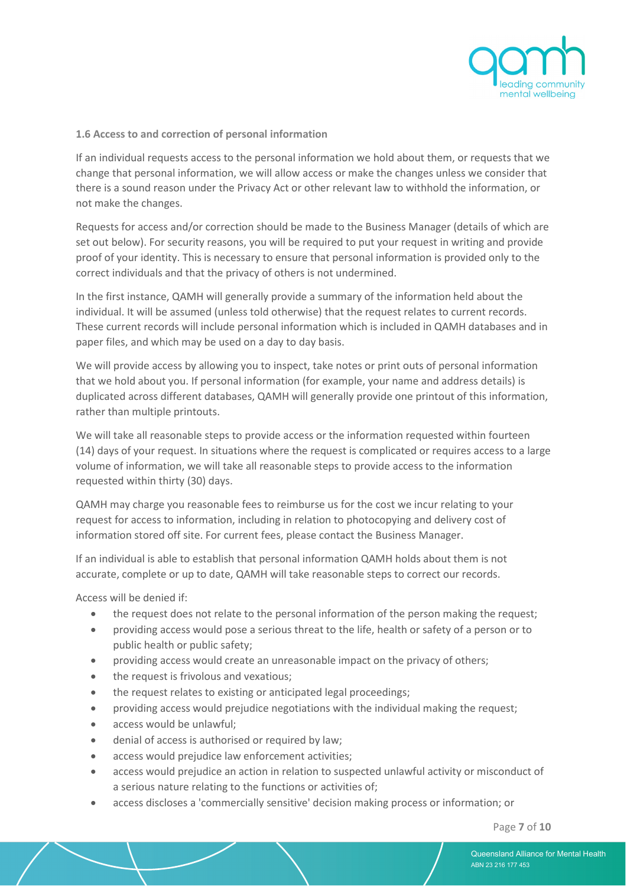**1.6 Access to and correction of personal information**

If an individual requests access to the personal information we hold about them, or requests that we change that personal information, we will allow access or make the changes unless we consider that there is a sound reason under the Privacy Act or other relevant law to withhold the information, or not make the changes.

Requests for access and/or correction should be made to the Business Manager (details of which are set out below). For security reasons, you will be required to put your request in writing and provide proof of your identity. This is necessary to ensure that personal information is provided only to the correct individuals and that the privacy of others is not undermined.

In the first instance, QAMH will generally provide a summary of the information held about the individual. It will be assumed (unless told otherwise) that the request relates to current records. These current records will include personal information which is included in QAMH databases and in paper files, and which may be used on a day to day basis.

We will provide access by allowing you to inspect, take notes or print outs of personal information that we hold about you. If personal information (for example, your name and address details) is duplicated across different databases, QAMH will generally provide one printout of this information, rather than multiple printouts.

We will take all reasonable steps to provide access or the information requested within fourteen (14) days of your request. In situations where the request is complicated or requires access to a large volume of information, we will take all reasonable steps to provide access to the information requested within thirty (30) days.

QAMH may charge you reasonable fees to reimburse us for the cost we incur relating to your request for access to information, including in relation to photocopying and delivery cost of information stored off site. For current fees, please contact the Business Manager.

If an individual is able to establish that personal information QAMH holds about them is not accurate, complete or up to date, QAMH will take reasonable steps to correct our records.

Access will be denied if:

- the request does not relate to the personal information of the person making the request;
- providing access would pose a serious threat to the life, health or safety of a person or to public health or public safety;
- providing access would create an unreasonable impact on the privacy of others;
- the request is frivolous and vexatious;
- the request relates to existing or anticipated legal proceedings;
- providing access would prejudice negotiations with the individual making the request;
- access would be unlawful;
- denial of access is authorised or required by law;
- access would prejudice law enforcement activities;
- access would prejudice an action in relation to suspected unlawful activity or misconduct of a serious nature relating to the functions or activities of;
- access discloses a 'commercially sensitive' decision making process or information; or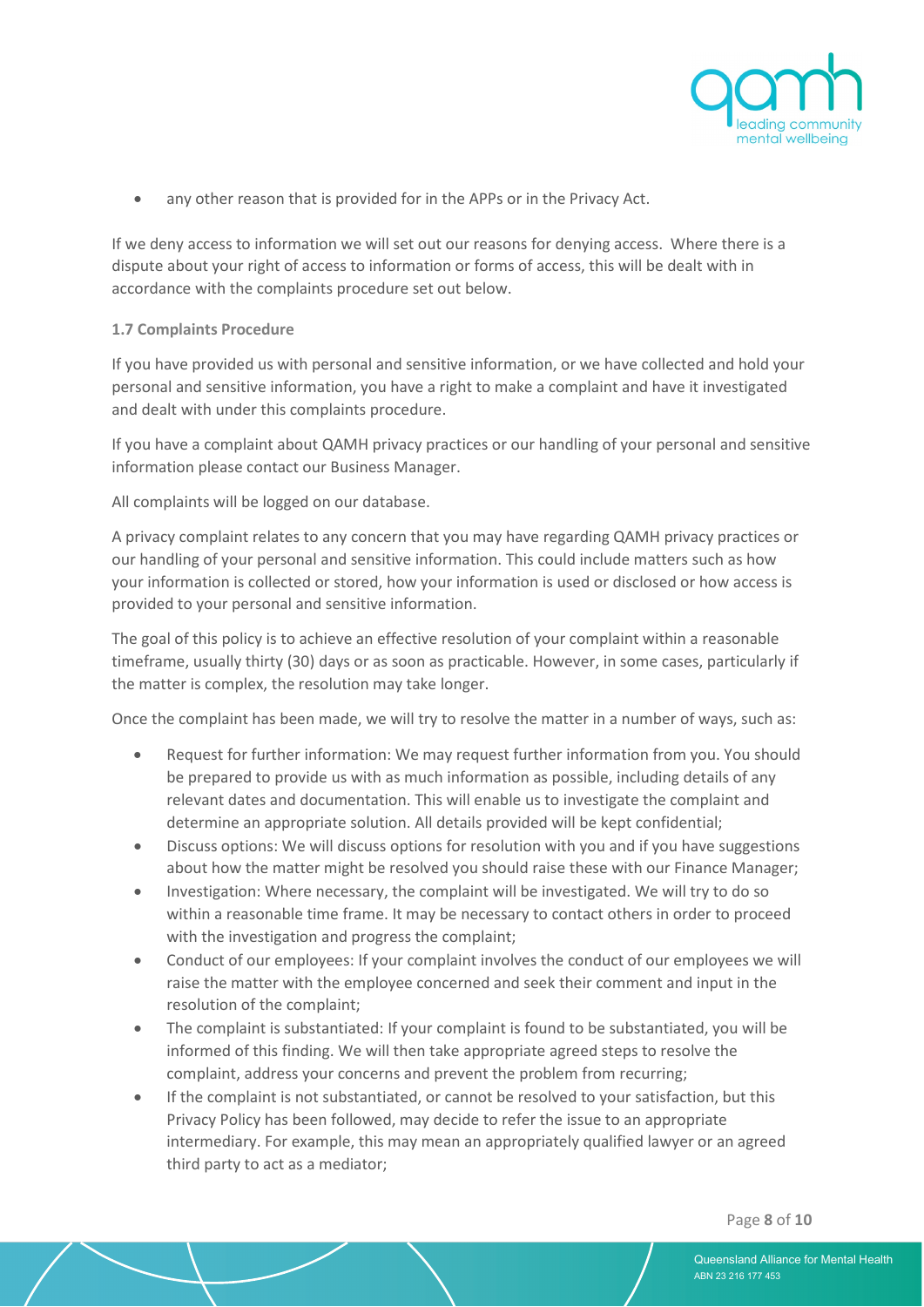- any other reason that is provided for in the APPs or in the Privacy Act.

If we deny access to information we will set out our reasons for denying access. Where there is a dispute about your right of access to information or forms of access, this will be dealt with in accordance with the complaints procedure set out below.

#### 1.7 Complaints Procedure

If you have provided us with personal and sensitive information, or we have collected and hold your personal and sensitive information, you have a right to make a complaint and have it investigated and dealt with under this complaints procedure.

If you have a complaint about QAMH privacy practices or our handling of your personal and sensitive information please contact our Business Manager.

All complaints will be logged on our database.

A privacy complaint relates to any concern that you may have regarding QAMH privacy practices or our handling of your personal and sensitive information. This could include matters such as how your information is collected or stored, how your information is used or disclosed or how access is provided to your personal and sensitive information.

The goal of this policy is to achieve an effective resolution of your complaint within a reasonable timeframe, usually thirty (30) days or as soon as practicable. However, in some cases, particularly if the matter is complex, the resolution may take longer.

Once the complaint has been made, we will try to resolve the matter in a number of ways, such as:

- Request for further information: We may request further information from you. You should be prepared to provide us with as much information as possible, including details of any relevant dates and documentation. This will enable us to investigate the complaint and determine an appropriate solution. All details provided will be kept confidential;
- Discuss options: We will discuss options for resolution with you and if you have suggestions about how the matter might be resolved you should raise these with our Finance Manager;
- Investigation: Where necessary, the complaint will be investigated. We will try to do so within a reasonable time frame. It may be necessary to contact others in order to proceed with the investigation and progress the complaint;
- Conduct of our employees: If your complaint involves the conduct of our employees we will raise the matter with the employee concerned and seek their comment and input in the resolution of the complaint;
- The complaint is substantiated: If your complaint is found to be substantiated, you will be informed of this finding. We will then take appropriate agreed steps to resolve the complaint, address your concerns and prevent the problem from recurring;
- If the complaint is not substantiated, or cannot be resolved to your satisfaction, but this Privacy Policy has been followed, may decide to refer the issue to an appropriate intermediary. For example, this may mean an appropriately qualified lawyer or an agreed third party to act as a mediator;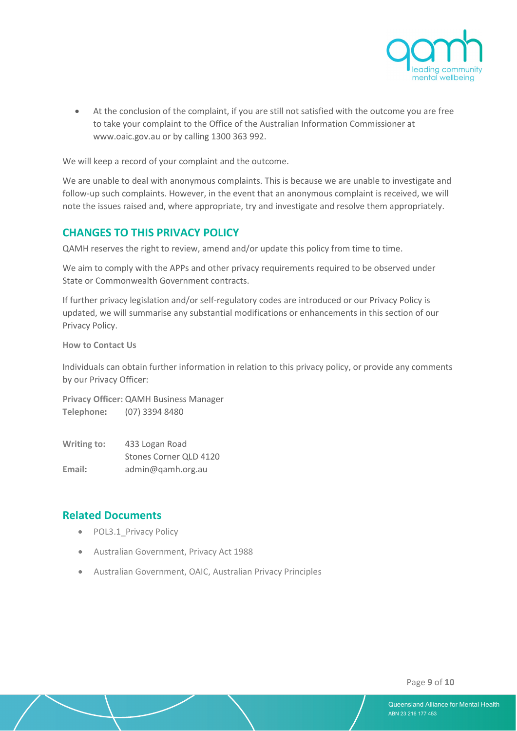- At the conclusion of the complaint, if you are still not satisfied with the outcome you are free to take your complaint to the Office of the Australian Information Commissioner at www.oaic.gov.au or by calling 1300 363 992.

We will keep a record of your complaint and the outcome.

We are unable to deal with anonymous complaints. This is because we are unable to investigate and follow-up such complaints. However, in the event that an anonymous complaint is received, we will note the issues raised and, where appropriate, try and investigate and resolve them appropriately.

## CHANGES TO THIS PRIVACY POLICY

QAMH reserves the right to review, amend and/or update this policy from time to time.

We aim to comply with the APPs and other privacy requirements required to be observed under State or Commonwealth Government contracts.

If further privacy legislation and/or self-regulatory codes are introduced or our Privacy Policy is updated, we will summarise any substantial modifications or enhancements in this section of our Privacy Policy.

**How to Contact Us**

Individuals can obtain further information in relation to this privacy policy, or provide any comments by our Privacy Officer:

**Privacy Officer:** QAMH Business Manager
**Telephone:** (07) 3394 8480

**Writing to:** 433 Logan Road
Stones Corner QLD 4120
**Email:** admin@qamh.org.au

## Related Documents

- POL3.1_Privacy Policy
- Australian Government, Privacy Act 1988
- Australian Government, OAIC, Australian Privacy Principles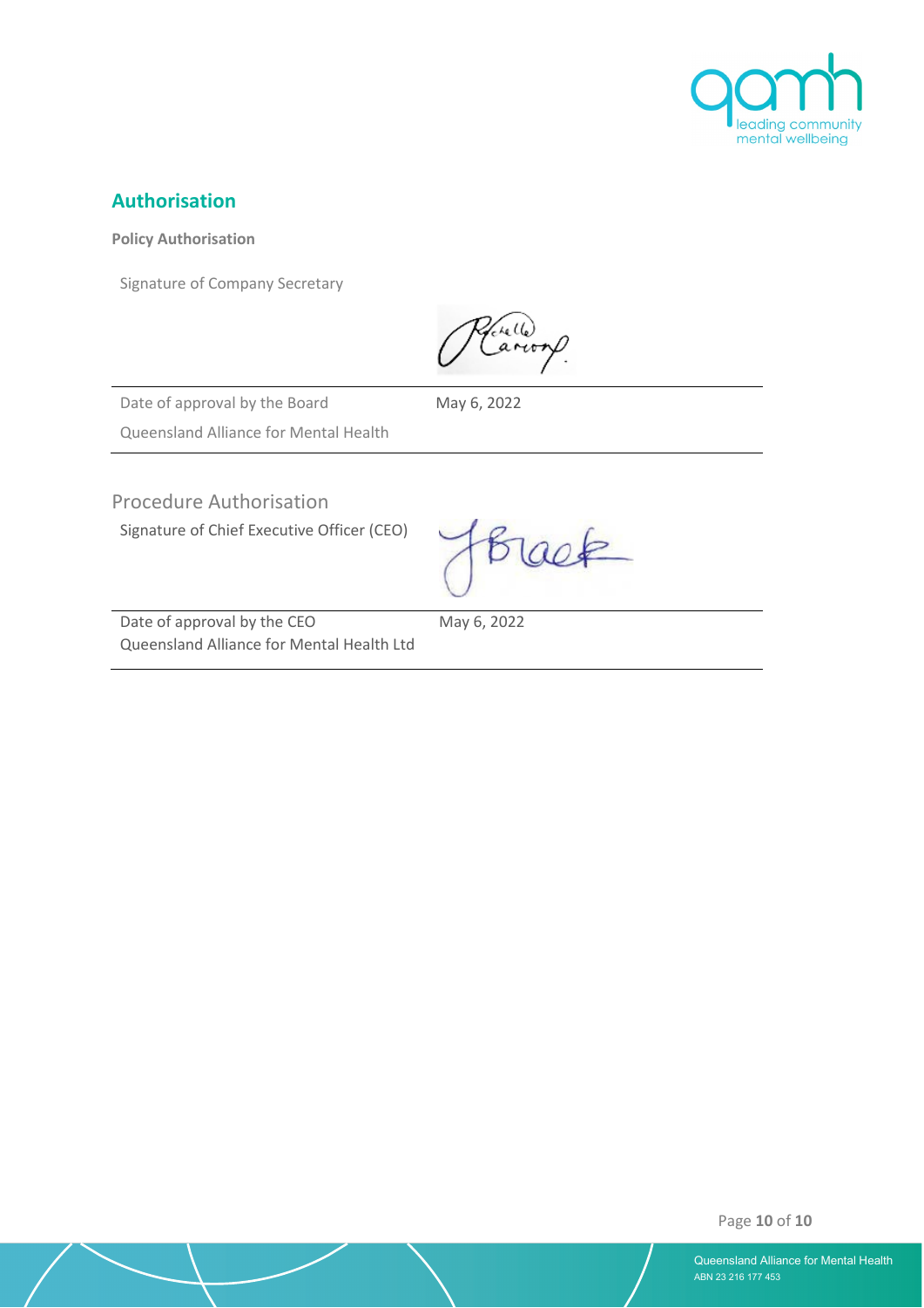## Authorisation

**Policy Authorisation**

| | |
|---|---|
| Signature of Company Secretary | |
| Date of approval by the Board<br>Queensland Alliance for Mental Health | May 6, 2022 |

### Procedure Authorisation

| | |
|---|---|
| Signature of Chief Executive Officer (CEO) | |
| Date of approval by the CEO<br>Queensland Alliance for Mental Health Ltd | May 6, 2022 |